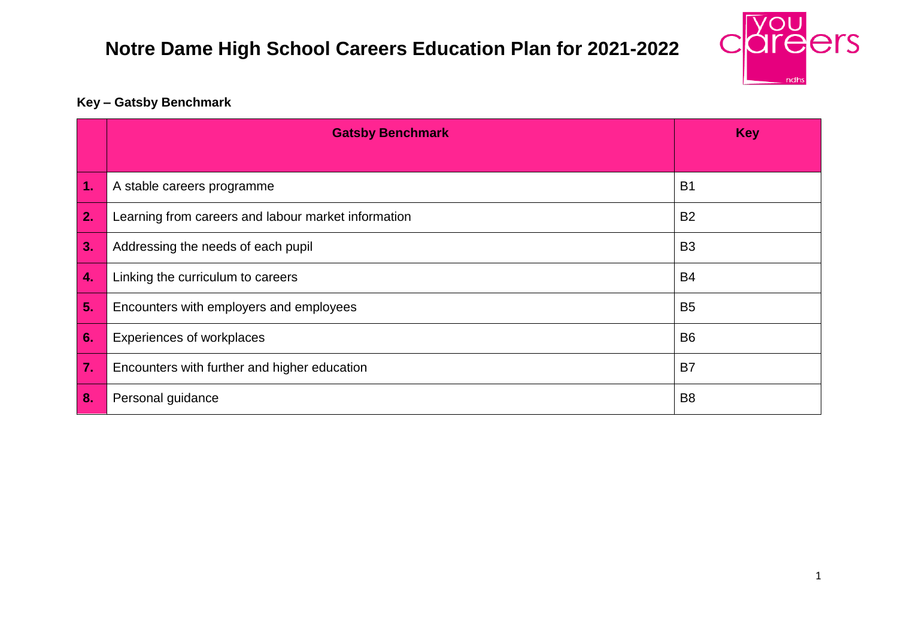# Notre Dame High School Careers Education Plan for 2021-2022

**Key – Gatsby Benchmark**

| | Gatsby Benchmark | Key |
|---|---|---|
| **1.** | A stable careers programme | B1 |
| **2.** | Learning from careers and labour market information | B2 |
| **3.** | Addressing the needs of each pupil | B3 |
| **4.** | Linking the curriculum to careers | B4 |
| **5.** | Encounters with employers and employees | B5 |
| **6.** | Experiences of workplaces | B6 |
| **7.** | Encounters with further and higher education | B7 |
| **8.** | Personal guidance | B8 |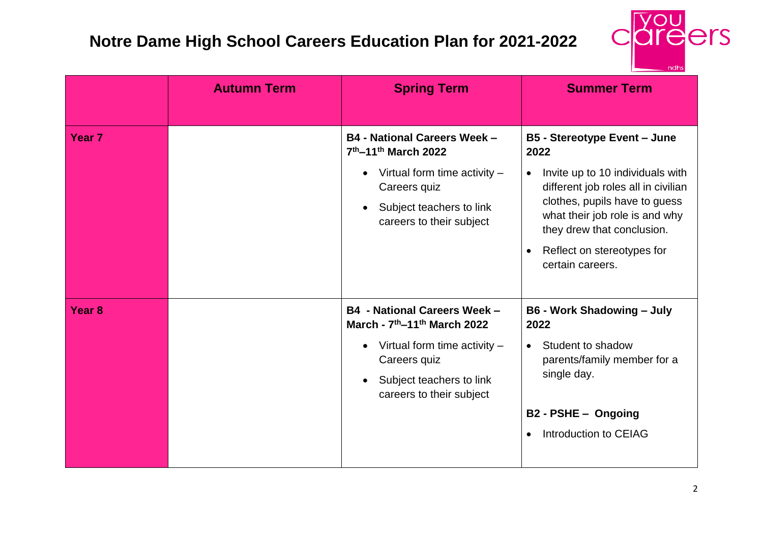# Notre Dame High School Careers Education Plan for 2021-2022

| | Autumn Term | Spring Term | Summer Term |
|---|---|---|---|
| **Year 7** | | **B4 - National Careers Week – 7th–11th March 2022**<br>• Virtual form time activity – Careers quiz<br>• Subject teachers to link careers to their subject | **B5 - Stereotype Event – June 2022**<br>• Invite up to 10 individuals with different job roles all in civilian clothes, pupils have to guess what their job role is and why they drew that conclusion.<br>• Reflect on stereotypes for certain careers. |
| **Year 8** | | **B4 - National Careers Week – March - 7th–11th March 2022**<br>• Virtual form time activity – Careers quiz<br>• Subject teachers to link careers to their subject | **B6 - Work Shadowing – July 2022**<br>• Student to shadow parents/family member for a single day.<br><br>**B2 - PSHE – Ongoing**<br>• Introduction to CEIAG |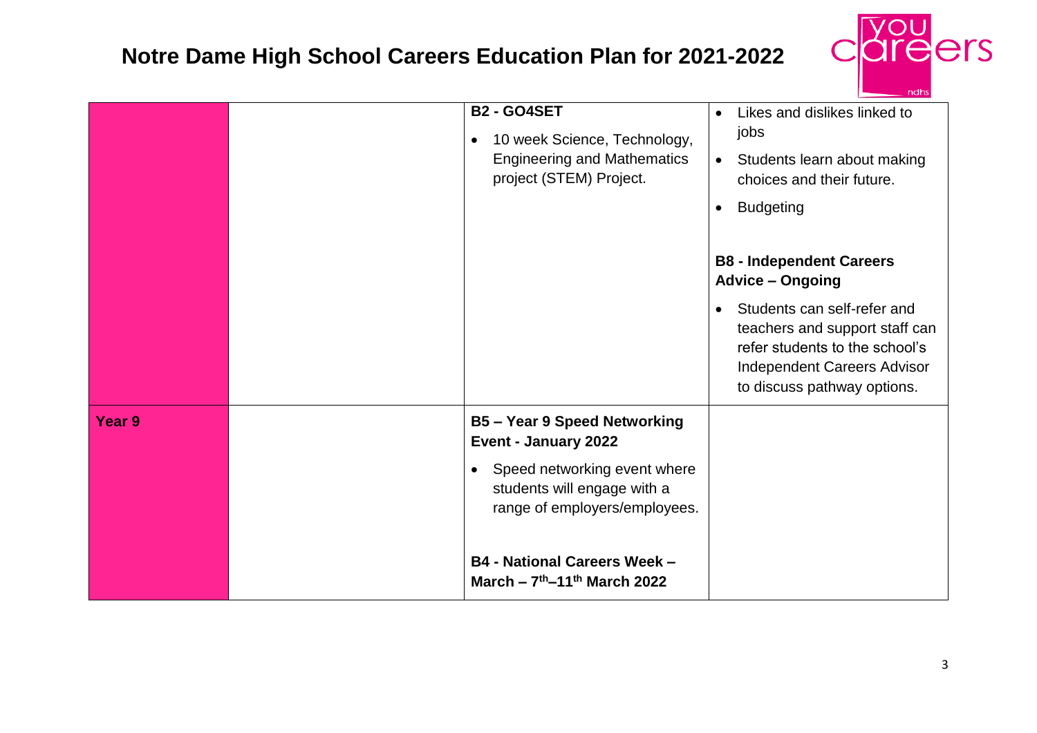# Notre Dame High School Careers Education Plan for 2021-2022

| | | | |
|---|---|---|---|
| | | **B2 - GO4SET**<br>• 10 week Science, Technology, Engineering and Mathematics project (STEM) Project. | • Likes and dislikes linked to jobs<br>• Students learn about making choices and their future.<br>• Budgeting<br><br>**B8 - Independent Careers Advice – Ongoing**<br>• Students can self-refer and teachers and support staff can refer students to the school's Independent Careers Advisor to discuss pathway options. |
| **Year 9** | | **B5 – Year 9 Speed Networking Event - January 2022**<br>• Speed networking event where students will engage with a range of employers/employees.<br><br>**B4 - National Careers Week – March – 7th–11th March 2022** | |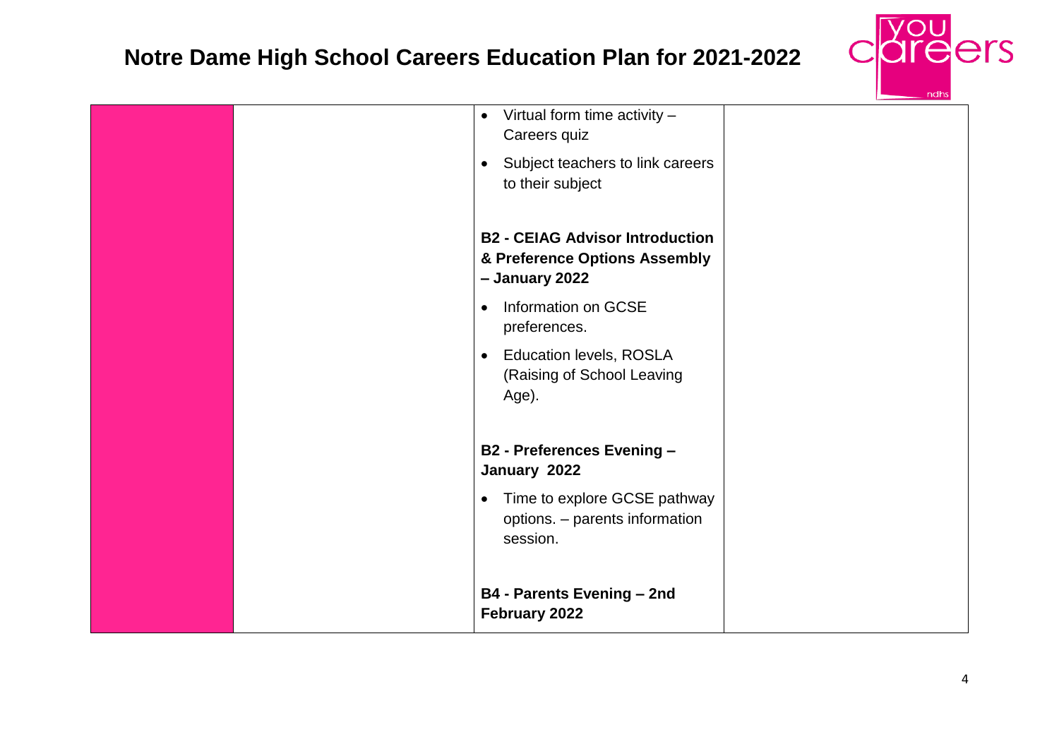# Notre Dame High School Careers Education Plan for 2021-2022

| | | | |
|---|---|---|---|
| | | • Virtual form time activity – Careers quiz<br>• Subject teachers to link careers to their subject<br><br>**B2 - CEIAG Advisor Introduction & Preference Options Assembly – January 2022**<br>• Information on GCSE preferences.<br>• Education levels, ROSLA (Raising of School Leaving Age).<br><br>**B2 - Preferences Evening – January 2022**<br>• Time to explore GCSE pathway options. – parents information session.<br><br>**B4 - Parents Evening – 2nd February 2022** | |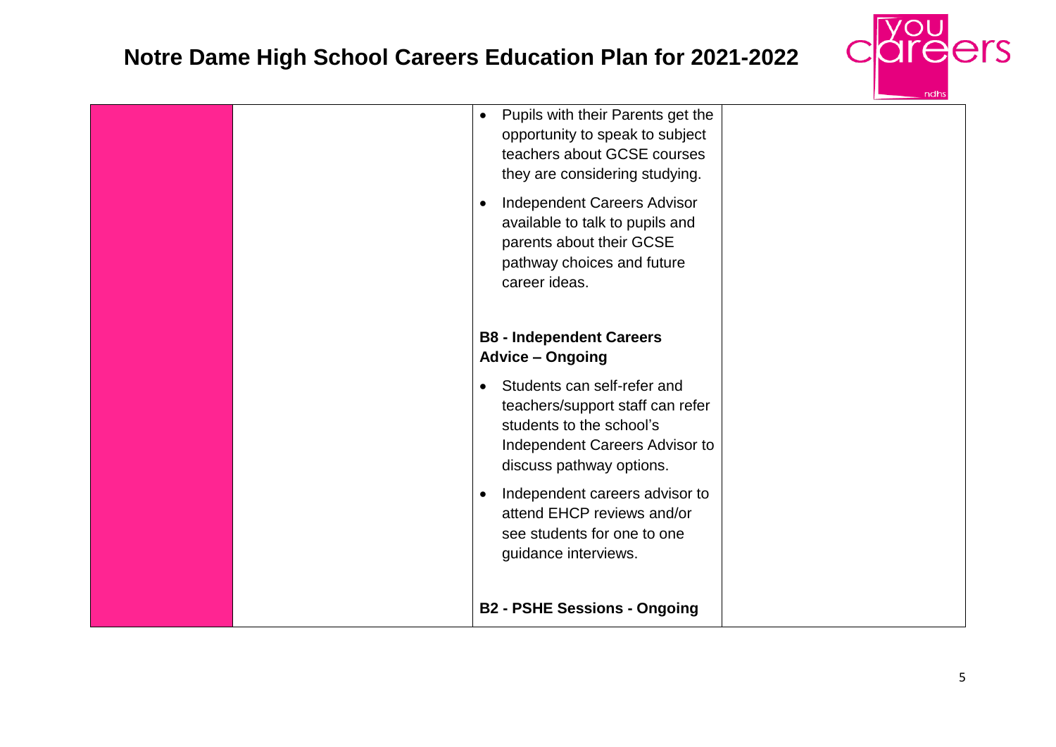# Notre Dame High School Careers Education Plan for 2021-2022

| | | | |
|---|---|---|---|
| | | • Pupils with their Parents get the opportunity to speak to subject teachers about GCSE courses they are considering studying.<br>• Independent Careers Advisor available to talk to pupils and parents about their GCSE pathway choices and future career ideas.<br><br>**B8 - Independent Careers Advice – Ongoing**<br>• Students can self-refer and teachers/support staff can refer students to the school's Independent Careers Advisor to discuss pathway options.<br>• Independent careers advisor to attend EHCP reviews and/or see students for one to one guidance interviews.<br><br>**B2 - PSHE Sessions - Ongoing** | |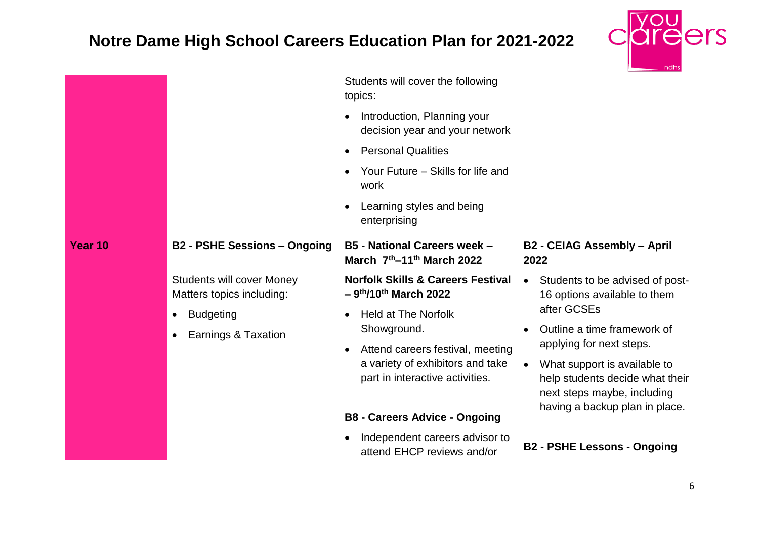# Notre Dame High School Careers Education Plan for 2021-2022

| | | | |
|---|---|---|---|
| | | Students will cover the following topics:<br>• Introduction, Planning your decision year and your network<br>• Personal Qualities<br>• Your Future – Skills for life and work<br>• Learning styles and being enterprising | |
| **Year 10** | **B2 - PSHE Sessions – Ongoing**<br>Students will cover Money Matters topics including:<br>• Budgeting<br>• Earnings & Taxation | **B5 - National Careers week – March 7th–11th March 2022**<br>**Norfolk Skills & Careers Festival – 9th/10th March 2022**<br>• Held at The Norfolk Showground.<br>• Attend careers festival, meeting a variety of exhibitors and take part in interactive activities.<br><br>**B8 - Careers Advice - Ongoing**<br>• Independent careers advisor to attend EHCP reviews and/or | **B2 - CEIAG Assembly – April 2022**<br>• Students to be advised of post-16 options available to them after GCSEs<br>• Outline a time framework of applying for next steps.<br>• What support is available to help students decide what their next steps maybe, including having a backup plan in place.<br><br>**B2 - PSHE Lessons - Ongoing** |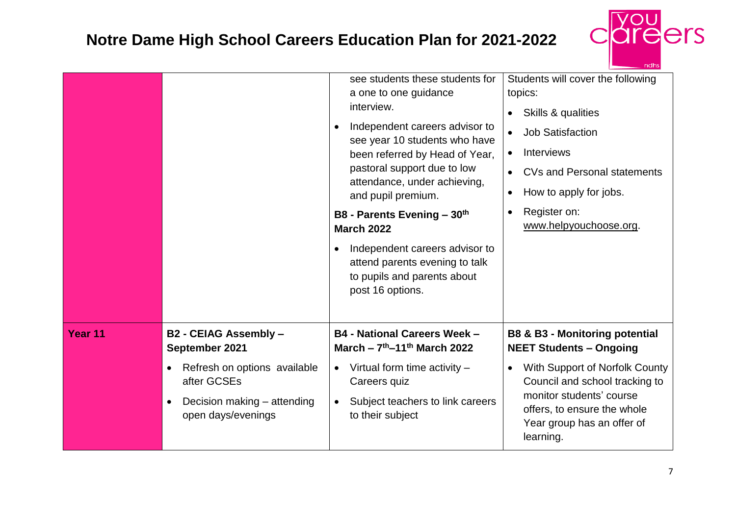# Notre Dame High School Careers Education Plan for 2021-2022

| | | | |
|---|---|---|---|
| | | see students these students for a one to one guidance interview.<br><br>• Independent careers advisor to see year 10 students who have been referred by Head of Year, pastoral support due to low attendance, under achieving, and pupil premium.<br><br>**B8 - Parents Evening – 30th March 2022**<br><br>• Independent careers advisor to attend parents evening to talk to pupils and parents about post 16 options. | Students will cover the following topics:<br><br>• Skills & qualities<br>• Job Satisfaction<br>• Interviews<br>• CVs and Personal statements<br>• How to apply for jobs.<br>• Register on: www.helpyouchoose.org. |
| **Year 11** | **B2 - CEIAG Assembly – September 2021**<br><br>• Refresh on options available after GCSEs<br>• Decision making – attending open days/evenings | **B4 - National Careers Week – March – 7th–11th March 2022**<br><br>• Virtual form time activity – Careers quiz<br>• Subject teachers to link careers to their subject | **B8 & B3 - Monitoring potential NEET Students – Ongoing**<br><br>• With Support of Norfolk County Council and school tracking to monitor students' course offers, to ensure the whole Year group has an offer of learning. |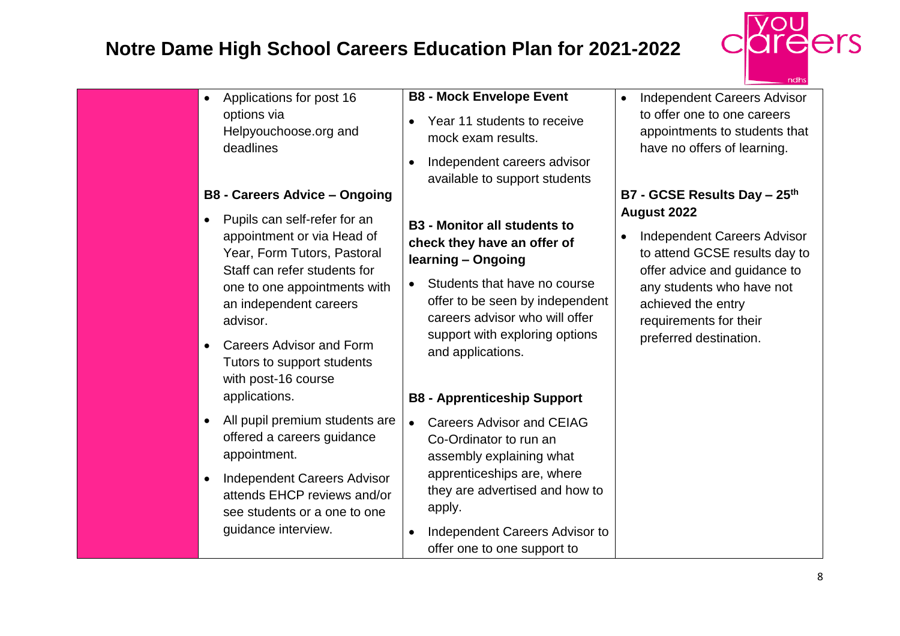# Notre Dame High School Careers Education Plan for 2021-2022

| | | | |
|---|---|---|---|
| | • Applications for post 16 options via Helpyouchoose.org and deadlines<br><br>**B8 - Careers Advice – Ongoing**<br>• Pupils can self-refer for an appointment or via Head of Year, Form Tutors, Pastoral Staff can refer students for one to one appointments with an independent careers advisor.<br>• Careers Advisor and Form Tutors to support students with post-16 course applications.<br>• All pupil premium students are offered a careers guidance appointment.<br>• Independent Careers Advisor attends EHCP reviews and/or see students or a one to one guidance interview. | **B8 - Mock Envelope Event**<br>• Year 11 students to receive mock exam results.<br>• Independent careers advisor available to support students<br><br>**B3 - Monitor all students to check they have an offer of learning – Ongoing**<br>• Students that have no course offer to be seen by independent careers advisor who will offer support with exploring options and applications.<br><br>**B8 - Apprenticeship Support**<br>• Careers Advisor and CEIAG Co-Ordinator to run an assembly explaining what apprenticeships are, where they are advertised and how to apply.<br>• Independent Careers Advisor to offer one to one support to | • Independent Careers Advisor to offer one to one careers appointments to students that have no offers of learning.<br><br>**B7 - GCSE Results Day – 25th August 2022**<br>• Independent Careers Advisor to attend GCSE results day to offer advice and guidance to any students who have not achieved the entry requirements for their preferred destination. |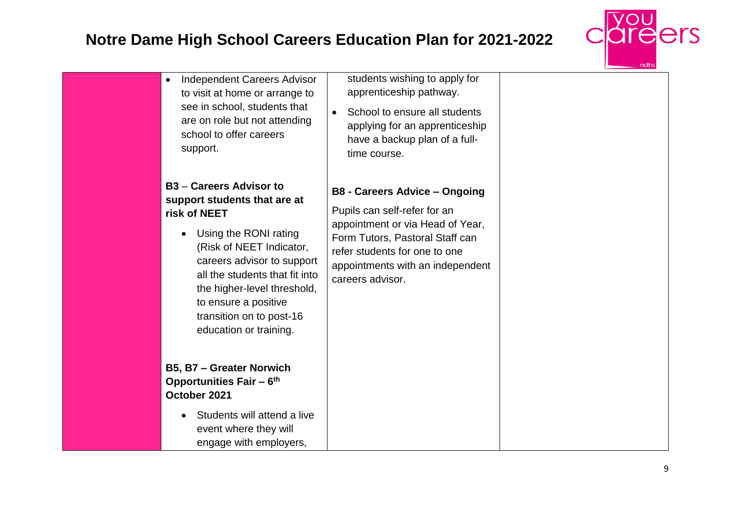# Notre Dame High School Careers Education Plan for 2021-2022

| | | | |
|---|---|---|---|
| | • Independent Careers Advisor to visit at home or arrange to see in school, students that are on role but not attending school to offer careers support.<br><br>**B3 – Careers Advisor to support students that are at risk of NEET**<br><br>• Using the RONI rating (Risk of NEET Indicator, careers advisor to support all the students that fit into the higher-level threshold, to ensure a positive transition on to post-16 education or training.<br><br>**B5, B7 – Greater Norwich Opportunities Fair – 6th October 2021**<br><br>• Students will attend a live event where they will engage with employers, | students wishing to apply for apprenticeship pathway.<br><br>• School to ensure all students applying for an apprenticeship have a backup plan of a full-time course.<br><br>**B8 - Careers Advice – Ongoing**<br><br>Pupils can self-refer for an appointment or via Head of Year, Form Tutors, Pastoral Staff can refer students for one to one appointments with an independent careers advisor. | |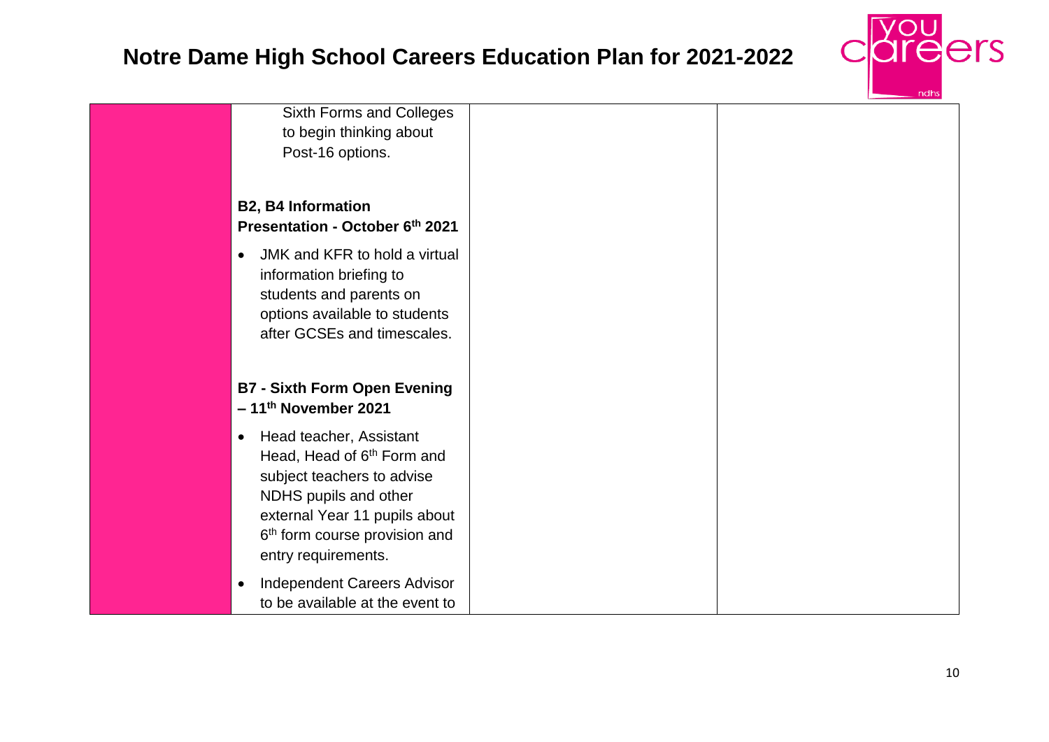# Notre Dame High School Careers Education Plan for 2021-2022

| | | | |
|---|---|---|---|
| | Sixth Forms and Colleges to begin thinking about Post-16 options.<br><br>**B2, B4 Information Presentation - October 6th 2021**<br><br>• JMK and KFR to hold a virtual information briefing to students and parents on options available to students after GCSEs and timescales.<br><br>**B7 - Sixth Form Open Evening – 11th November 2021**<br><br>• Head teacher, Assistant Head, Head of 6th Form and subject teachers to advise NDHS pupils and other external Year 11 pupils about 6th form course provision and entry requirements.<br><br>• Independent Careers Advisor to be available at the event to | | |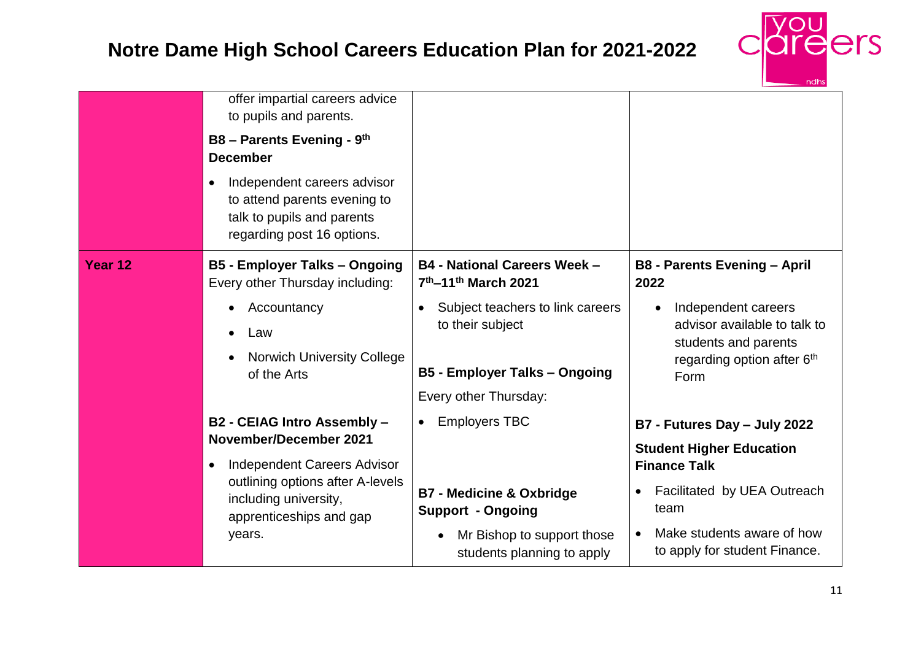# Notre Dame High School Careers Education Plan for 2021-2022

| | | | |
|---|---|---|---|
| | offer impartial careers advice to pupils and parents.<br><br>**B8 – Parents Evening - 9th December**<br><br>• Independent careers advisor to attend parents evening to talk to pupils and parents regarding post 16 options. | | |
| **Year 12** | **B5 - Employer Talks – Ongoing**<br>Every other Thursday including:<br><br>• Accountancy<br>• Law<br>• Norwich University College of the Arts<br><br>**B2 - CEIAG Intro Assembly – November/December 2021**<br><br>• Independent Careers Advisor outlining options after A-levels including university, apprenticeships and gap years. | **B4 - National Careers Week – 7th–11th March 2021**<br><br>• Subject teachers to link careers to their subject<br><br>**B5 - Employer Talks – Ongoing**<br><br>Every other Thursday:<br><br>• Employers TBC<br><br>**B7 - Medicine & Oxbridge Support - Ongoing**<br><br>• Mr Bishop to support those students planning to apply | **B8 - Parents Evening – April 2022**<br><br>• Independent careers advisor available to talk to students and parents regarding option after 6th Form<br><br>**B7 - Futures Day – July 2022**<br><br>**Student Higher Education Finance Talk**<br><br>• Facilitated by UEA Outreach team<br>• Make students aware of how to apply for student Finance. |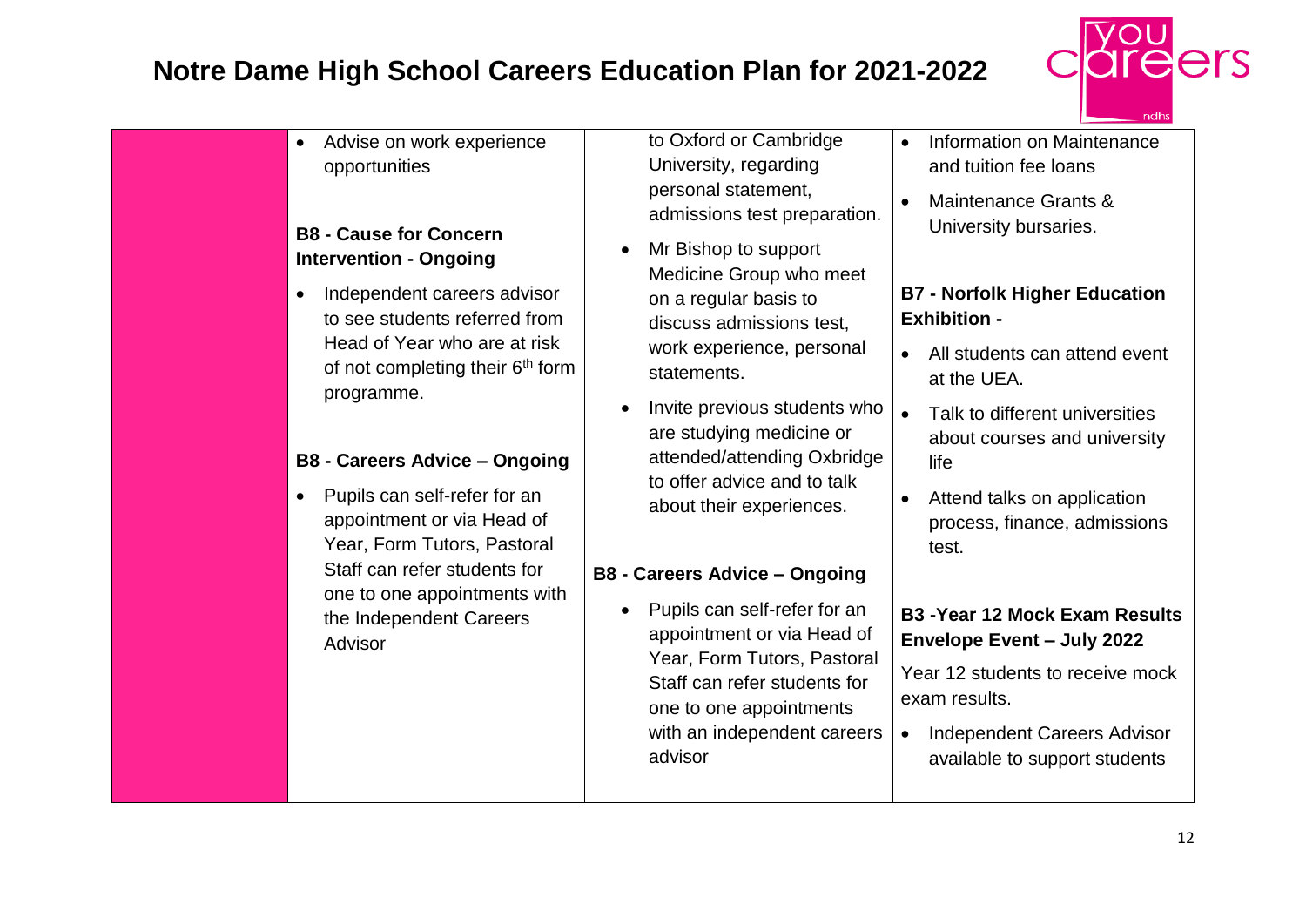# Notre Dame High School Careers Education Plan for 2021-2022

| | | | |
|---|---|---|---|
| | • Advise on work experience opportunities<br><br>**B8 - Cause for Concern Intervention - Ongoing**<br>• Independent careers advisor to see students referred from Head of Year who are at risk of not completing their 6th form programme.<br><br>**B8 - Careers Advice – Ongoing**<br>• Pupils can self-refer for an appointment or via Head of Year, Form Tutors, Pastoral Staff can refer students for one to one appointments with the Independent Careers Advisor | to Oxford or Cambridge University, regarding personal statement, admissions test preparation.<br>• Mr Bishop to support Medicine Group who meet on a regular basis to discuss admissions test, work experience, personal statements.<br>• Invite previous students who are studying medicine or attended/attending Oxbridge to offer advice and to talk about their experiences.<br><br>**B8 - Careers Advice – Ongoing**<br>• Pupils can self-refer for an appointment or via Head of Year, Form Tutors, Pastoral Staff can refer students for one to one appointments with an independent careers advisor | • Information on Maintenance and tuition fee loans<br>• Maintenance Grants & University bursaries.<br><br>**B7 - Norfolk Higher Education Exhibition -**<br>• All students can attend event at the UEA.<br>• Talk to different universities about courses and university life<br>• Attend talks on application process, finance, admissions test.<br><br>**B3 -Year 12 Mock Exam Results Envelope Event – July 2022**<br>Year 12 students to receive mock exam results.<br>• Independent Careers Advisor available to support students |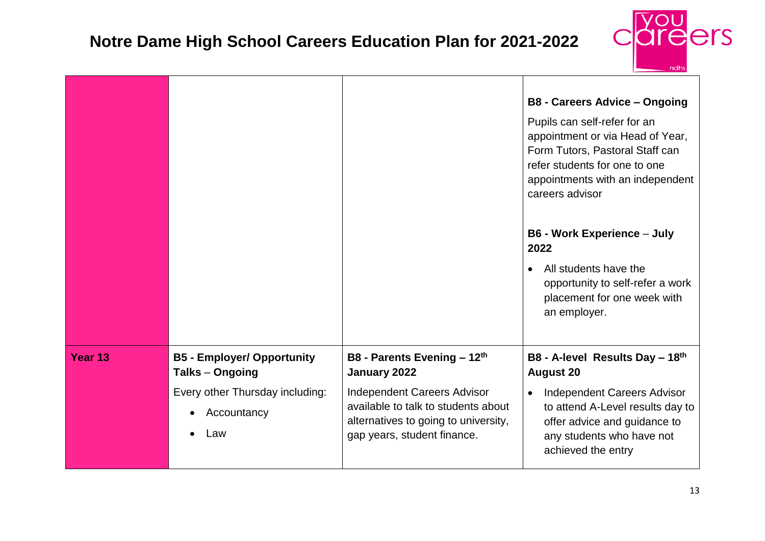# Notre Dame High School Careers Education Plan for 2021-2022

| | | | |
|---|---|---|---|
| | | | **B8 - Careers Advice – Ongoing**<br>Pupils can self-refer for an appointment or via Head of Year, Form Tutors, Pastoral Staff can refer students for one to one appointments with an independent careers advisor<br><br>**B6 - Work Experience – July 2022**<br>• All students have the opportunity to self-refer a work placement for one week with an employer. |
| **Year 13** | **B5 - Employer/ Opportunity Talks – Ongoing**<br>Every other Thursday including:<br>• Accountancy<br>• Law | **B8 - Parents Evening – 12th January 2022**<br>Independent Careers Advisor available to talk to students about alternatives to going to university, gap years, student finance. | **B8 - A-level Results Day – 18th August 20**<br>• Independent Careers Advisor to attend A-Level results day to offer advice and guidance to any students who have not achieved the entry |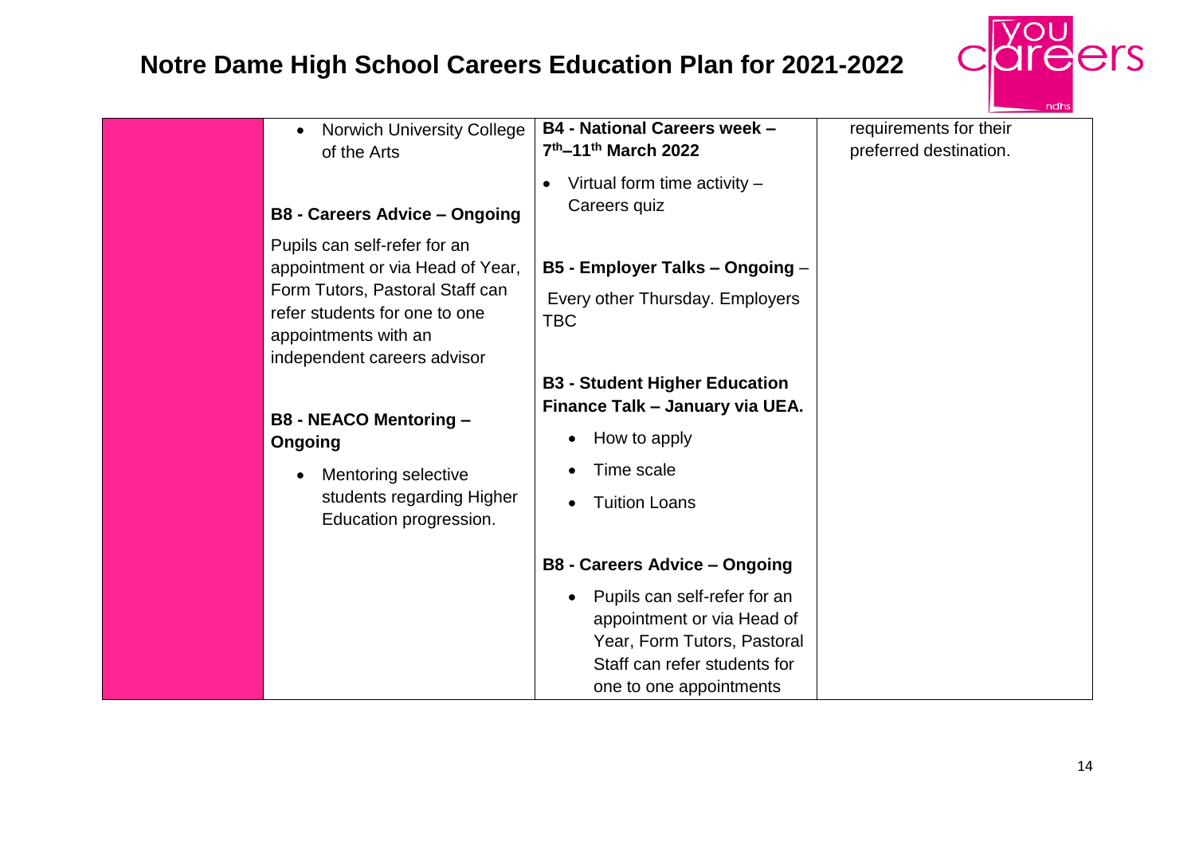# Notre Dame High School Careers Education Plan for 2021-2022

| | | | |
|---|---|---|---|
| | • Norwich University College of the Arts<br><br>**B8 - Careers Advice – Ongoing**<br><br>Pupils can self-refer for an appointment or via Head of Year, Form Tutors, Pastoral Staff can refer students for one to one appointments with an independent careers advisor<br><br>**B8 - NEACO Mentoring – Ongoing**<br><br>• Mentoring selective students regarding Higher Education progression. | **B4 - National Careers week – 7th–11th March 2022**<br><br>• Virtual form time activity – Careers quiz<br><br>**B5 - Employer Talks – Ongoing** –<br><br>Every other Thursday. Employers TBC<br><br>**B3 - Student Higher Education Finance Talk – January via UEA.**<br><br>• How to apply<br>• Time scale<br>• Tuition Loans<br><br>**B8 - Careers Advice – Ongoing**<br><br>• Pupils can self-refer for an appointment or via Head of Year, Form Tutors, Pastoral Staff can refer students for one to one appointments | requirements for their preferred destination. |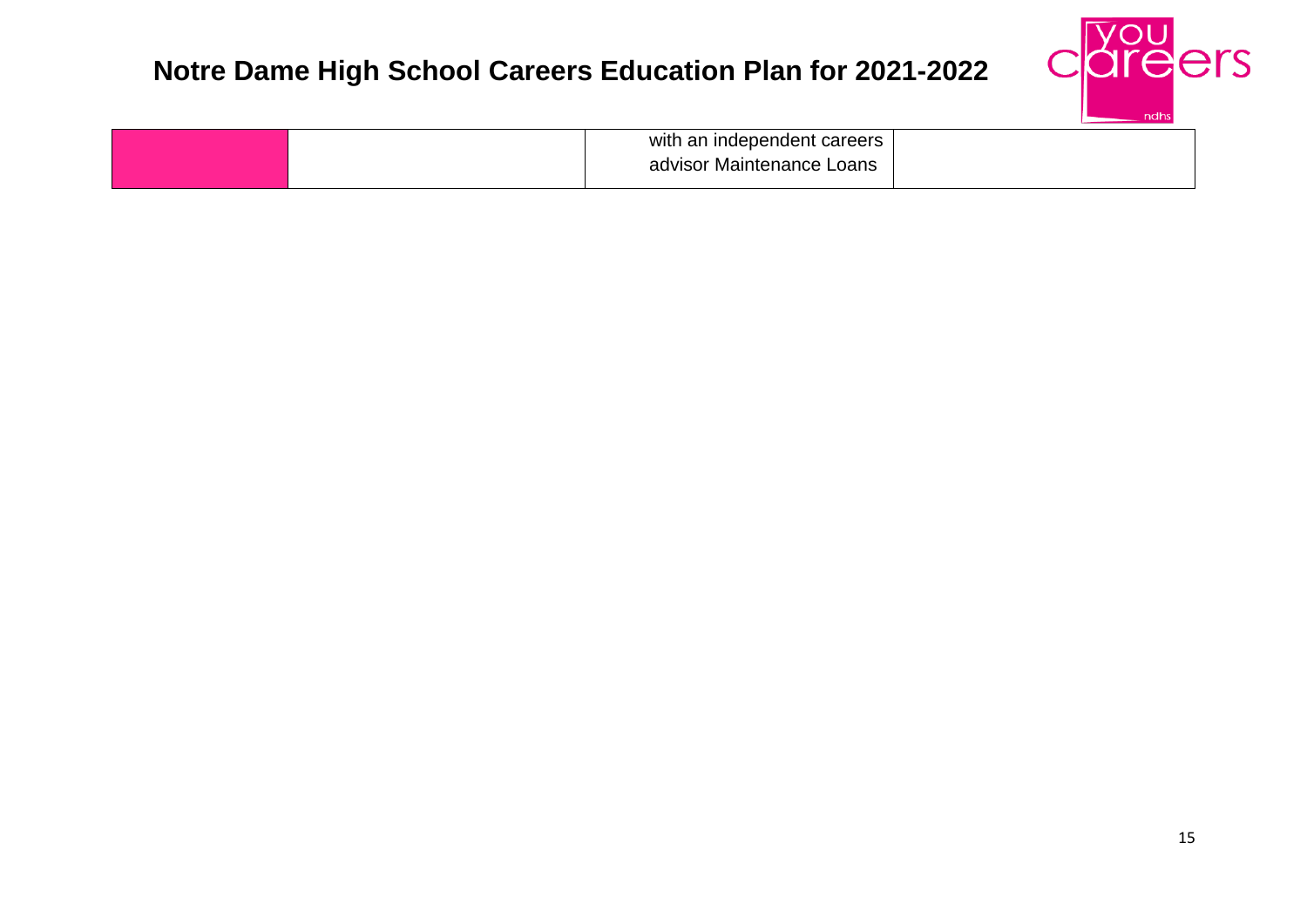# Notre Dame High School Careers Education Plan for 2021-2022

| | | | |
|---|---|---|---|
| | | with an independent careers advisor Maintenance Loans | |